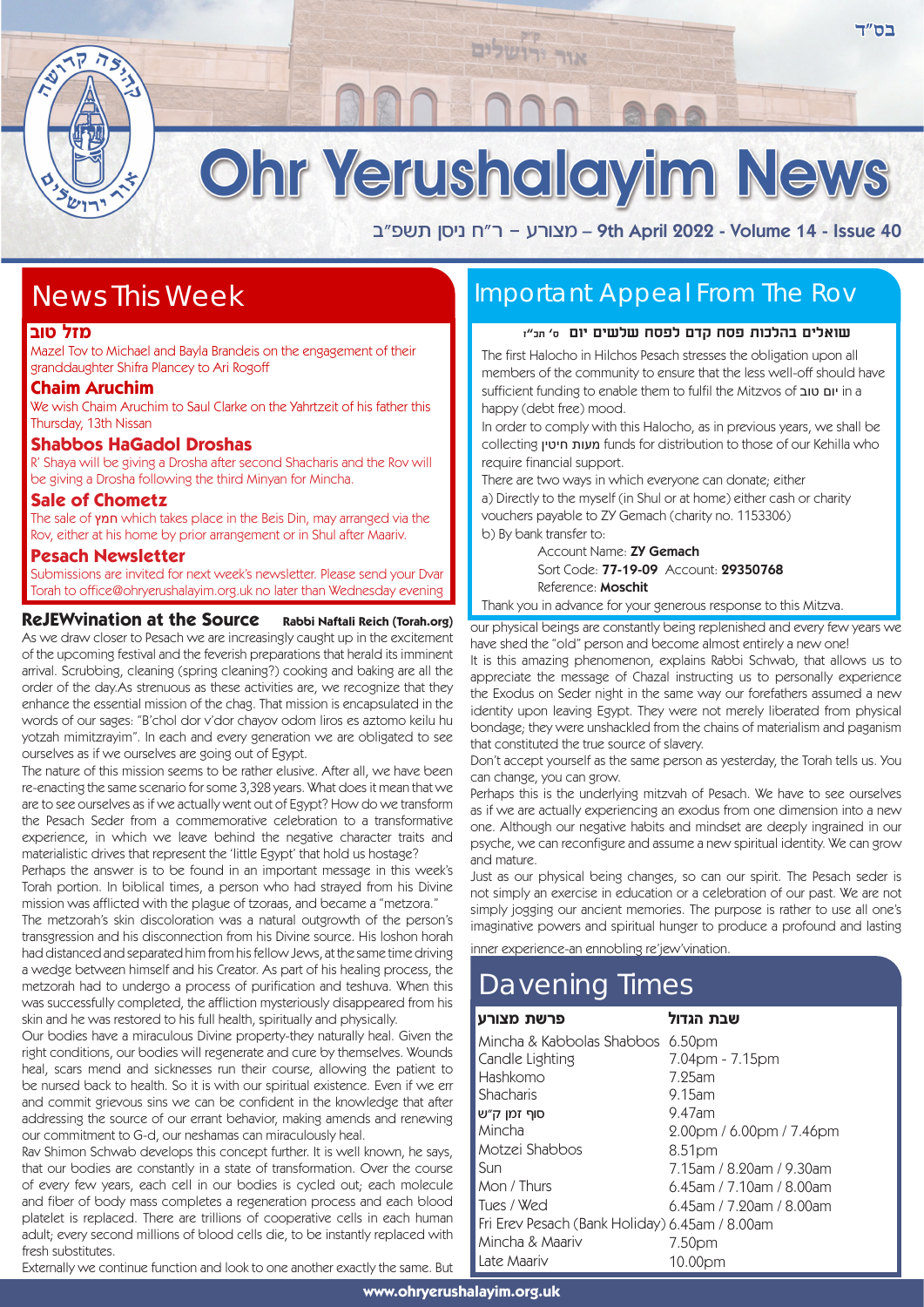# Ohr Yerushalayim News

ב"ה מצורע – ר"ח ניסן תשפ"ב – 9th April 2022

## News This Week

### מזל טוב

Mazel Tov to Michael and Bayla Brandeis on the engagement of their granddaughter Shifra Plancey to Ari Rogoff

### Chaim Aruchim

We wish Chaim Aruchim to Saul Clarke on the Yahrtzeit of his father this Thursday, 13th Nissan

### Shabbos HaGadol Droshas

R' Shaya will be giving a Drosha after second Shacharis and the Rov will be giving a Drosha following the third Minyan for Mincha.

### Sale of Chometz

The sale of חמץ which takes place in the Beis Din, may arranged via the Rov, either at his home by prior arrangement or in Shul after Maariv.

### Pesach Newsletter

Submissions are invited for next week's newsletter. Please send your Dvar Torah to office@ohryerushalayim.org.uk no later than Wednesday evening

## ReJEWvination at the Source

**Rabbi Naftali Reich (Torah.org)**

As we draw closer to Pesach we are increasingly caught up in the excitement of the upcoming festival and the feverish preparations that herald its imminent arrival. Scrubbing, cleaning (spring cleaning?) cooking and baking are all the order of the day.As strenuous as these activities are, we recognize that they enhance the essential mission of the chag. That mission is encapsulated in the words of our sages: "B'chol dor v'dor chayov odom liros es aztomo keilu hu yotzah mimitzrayim". In each and every generation we are obligated to see ourselves as if we ourselves are going out of Egypt.

The nature of this mission seems to be rather elusive. After all, we have been re-enacting the same scenario for some 3,328 years. What does it mean that we are to see ourselves as if we actually went out of Egypt? How do we transform the Pesach Seder from a commemorative celebration to a transformative experience, in which we leave behind the negative character traits and materialistic drives that represent the 'little Egypt' that hold us hostage?

Perhaps the answer is to be found in an important message in this week's Torah portion. In biblical times, a person who had strayed from his Divine mission was afflicted with the plague of tzoraas, and became a "metzora."

The metzorah's skin discoloration was a natural outgrowth of the person's transgression and his disconnection from his Divine source. His loshon horah had distanced and separated him from his fellow Jews, at the same time driving a wedge between himself and his Creator. As part of his healing process, the metzorah had to undergo a process of purification and teshuva. When this was successfully completed, the affliction mysteriously disappeared from his skin and he was restored to his full health, spiritually and physically.

Our bodies have a miraculous Divine property-they naturally heal. Given the right conditions, our bodies will regenerate and cure by themselves. Wounds heal, scars mend and sicknesses run their course, allowing the patient to be nursed back to health. So it is with our spiritual existence. Even if we err and commit grievous sins we can be confident in the knowledge that after addressing the source of our errant behavior, making amends and renewing our commitment to G-d, our neshamas can miraculously heal.

Rav Shimon Schwab develops this concept further. It is well known, he says, that our bodies are constantly in a state of transformation. Over the course of every few years, each cell in our bodies is cycled out; each molecule and fiber of body mass completes a regeneration process and each blood platelet is replaced. There are trillions of cooperative cells in each human adult; every second millions of blood cells die, to be instantly replaced with fresh substitutes.

Externally we continue function and look to one another exactly the same. But our physical beings are constantly being replenished and every few years we have shed the "old" person and become almost entirely a new one!

It is this amazing phenomenon, explains Rabbi Schwab, that allows us to appreciate the message of Chazal instructing us to personally experience the Exodus on Seder night in the same way our forefathers assumed a new identity upon leaving Egypt. They were not merely liberated from physical bondage; they were unshackled from the chains of materialism and paganism that constituted the true source of slavery.

Don't accept yourself as the same person as yesterday, the Torah tells us. You can change, you can grow.

Perhaps this is the underlying mitzvah of Pesach. We have to see ourselves as if we are actually experiencing an exodus from one dimension into a new one. Although our negative habits and mindset are deeply ingrained in our psyche, we can reconfigure and assume a new spiritual identity. We can grow and mature.

Just as our physical being changes, so can our spirit. The Pesach seder is not simply an exercise in education or a celebration of our past. We are not simply jogging our ancient memories. The purpose is rather to use all one's imaginative powers and spiritual hunger to produce a profound and lasting inner experience-an ennobling re'jew'vination.

## Important Appeal From The Rov

**שואלים בהלכות פסח קדם לפסח שלשים יום** ס' תכ"ז

The first Halocho in Hilchos Pesach stresses the obligation upon all members of the community to ensure that the less well-off should have sufficient funding to enable them to fulfil the Mitzvos of יום טוב in a happy (debt free) mood.

In order to comply with this Halocho, as in previous years, we shall be collecting מעות חיטין funds for distribution to those of our Kehilla who require financial support.

There are two ways in which everyone can donate; either

a) Directly to the myself (in Shul or at home) either cash or charity vouchers payable to ZY Gemach (charity no. 1153306)

b) By bank transfer to:

Account Name: **ZY Gemach**
Sort Code: **77-19-09** Account: **29350768**
Reference: **Moschit**

Thank you in advance for your generous response to this Mitzva.

## Davening Times

| פרשת מצורע | שבת הגדול |
|---|---|
| Mincha & Kabbolas Shabbos | 6.50pm |
| Candle Lighting | 7.04pm - 7.15pm |
| Hashkomo | 7.25am |
| Shacharis | 9.15am |
| סוף זמן ק"ש | 9.47am |
| Mincha | 2.00pm / 6.00pm / 7.46pm |
| Motzei Shabbos | 8.51pm |
| Sun | 7.15am / 8.20am / 9.30am |
| Mon / Thurs | 6.45am / 7.10am / 8.00am |
| Tues / Wed | 6.45am / 7.20am / 8.00am |
| Fri Erev Pesach (Bank Holiday) | 6.45am / 8.00am |
| Mincha & Maariv | 7.50pm |
| Late Maariv | 10.00pm |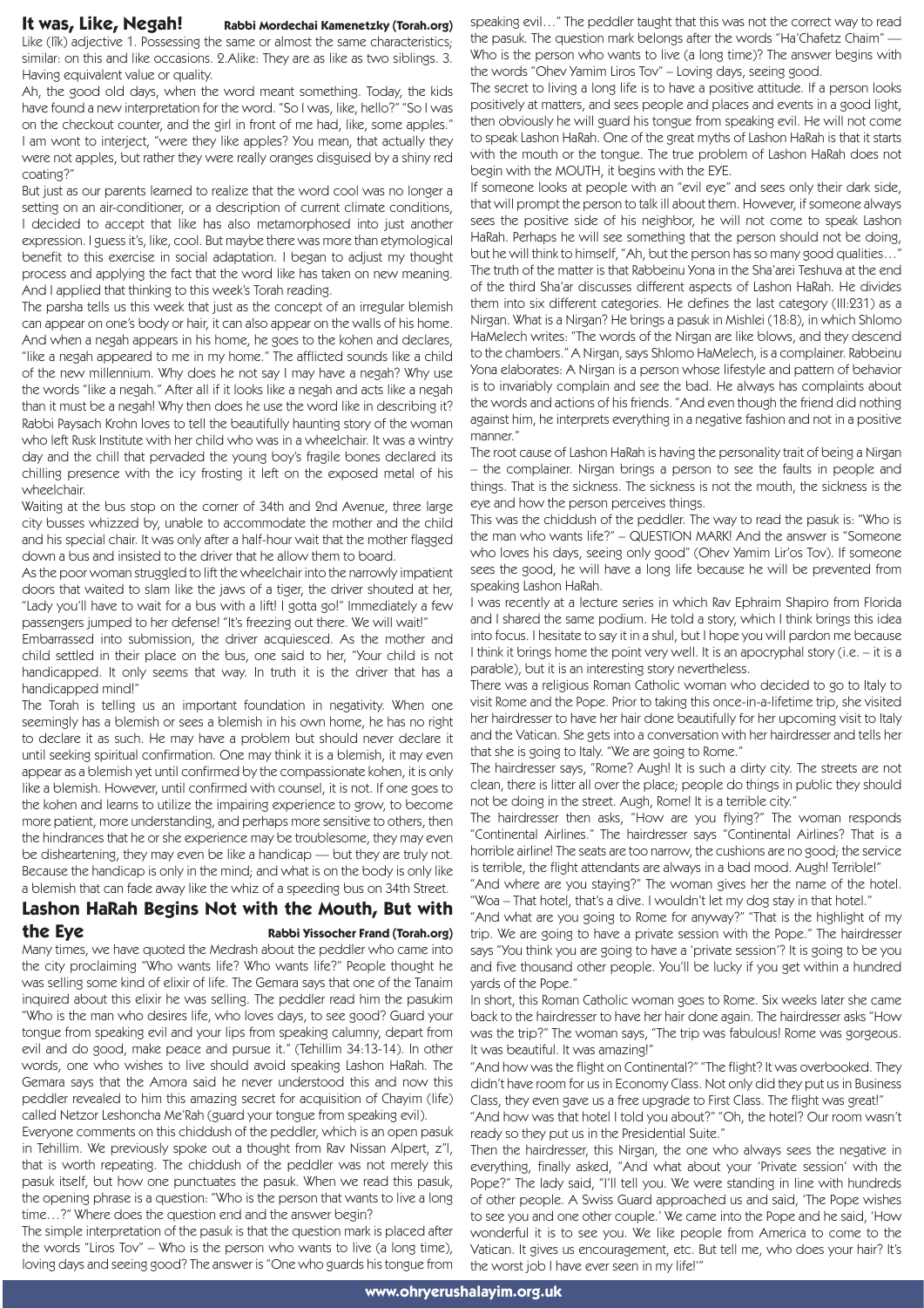## It was, Like, Negah!

**Rabbi Mordechai Kamenetzky (Torah.org)**

Like (līk) adjective 1. Possessing the same or almost the same characteristics; similar: on this and like occasions. 2.Alike: They are as like as two siblings. 3. Having equivalent value or quality.

Ah, the good old days, when the word meant something. Today, the kids have found a new interpretation for the word. "So I was, like, hello?" "So I was on the checkout counter, and the girl in front of me had, like, some apples." I am wont to interject, "were they like apples? You mean, that actually they were not apples, but rather they were really oranges disguised by a shiny red coating?"

But just as our parents learned to realize that the word cool was no longer a setting on an air-conditioner, or a description of current climate conditions, I decided to accept that like has also metamorphosed into just another expression. I guess it's, like, cool. But maybe there was more than etymological benefit to this exercise in social adaptation. I began to adjust my thought process and applying the fact that the word like has taken on new meaning. And I applied that thinking to this week's Torah reading.

The parsha tells us this week that just as the concept of an irregular blemish can appear on one's body or hair, it can also appear on the walls of his home. And when a negah appears in his home, he goes to the kohen and declares, "like a negah appeared to me in my home." The afflicted sounds like a child of the new millennium. Why does he not say I may have a negah? Why use the words "like a negah." After all if it looks like a negah and acts like a negah than it must be a negah! Why then does he use the word like in describing it?

Rabbi Paysach Krohn loves to tell the beautifully haunting story of the woman who left Rusk Institute with her child who was in a wheelchair. It was a wintry day and the chill that pervaded the young boy's fragile bones declared its chilling presence with the icy frosting it left on the exposed metal of his wheelchair.

Waiting at the bus stop on the corner of 34th and 2nd Avenue, three large city busses whizzed by, unable to accommodate the mother and the child and his special chair. It was only after a half-hour wait that the mother flagged down a bus and insisted to the driver that he allow them to board.

As the poor woman struggled to lift the wheelchair into the narrowly impatient doors that waited to slam like the jaws of a tiger, the driver shouted at her, "Lady you'll have to wait for a bus with a lift! I gotta go!" Immediately a few passengers jumped to her defense! "It's freezing out there. We will wait!"

Embarrassed into submission, the driver acquiesced. As the mother and child settled in their place on the bus, one said to her, "Your child is not handicapped. It only seems that way. In truth it is the driver that has a handicapped mind!"

The Torah is telling us an important foundation in negativity. When one seemingly has a blemish or sees a blemish in his own home, he has no right to declare it as such. He may have a problem but should never declare it until seeking spiritual confirmation. One may think it is a blemish, it may even appear as a blemish yet until confirmed by the compassionate kohen, it is only like a blemish. However, until confirmed with counsel, it is not. If one goes to the kohen and learns to utilize the impairing experience to grow, to become more patient, more understanding, and perhaps more sensitive to others, then the hindrances that he or she experience may be troublesome, they may even be disheartening, they may even be like a handicap — but they are truly not. Because the handicap is only in the mind; and what is on the body is only like a blemish that can fade away like the whiz of a speeding bus on 34th Street.

## Lashon HaRah Begins Not with the Mouth, But with the Eye

**Rabbi Yissocher Frand (Torah.org)**

Many times, we have quoted the Medrash about the peddler who came into the city proclaiming "Who wants life? Who wants life?" People thought he was selling some kind of elixir of life. The Gemara says that one of the Tanaim inquired about this elixir he was selling. The peddler read him the pasukim "Who is the man who desires life, who loves days, to see good? Guard your tongue from speaking evil and your lips from speaking calumny, depart from evil and do good, make peace and pursue it." (Tehillim 34:13-14). In other words, one who wishes to live should avoid speaking Lashon HaRah. The Gemara says that the Amora said he never understood this and now this peddler revealed to him this amazing secret for acquisition of Chayim (life) called Netzor Leshoncha Me'Rah (guard your tongue from speaking evil).

Everyone comments on this chiddush of the peddler, which is an open pasuk in Tehillim. We previously spoke out a thought from Rav Nissan Alpert, z"l, that is worth repeating. The chiddush of the peddler was not merely this pasuk itself, but how one punctuates the pasuk. When we read this pasuk, the opening phrase is a question: "Who is the person that wants to live a long time…?" Where does the question end and the answer begin?

The simple interpretation of the pasuk is that the question mark is placed after the words "Liros Tov" – Who is the person who wants to live (a long time), loving days and seeing good? The answer is "One who guards his tongue from speaking evil…" The peddler taught that this was not the correct way to read the pasuk. The question mark belongs after the words "Ha'Chafetz Chaim" — Who is the person who wants to live (a long time)? The answer begins with the words "Ohev Yamim Liros Tov" – Loving days, seeing good.

The secret to living a long life is to have a positive attitude. If a person looks positively at matters, and sees people and places and events in a good light, then obviously he will guard his tongue from speaking evil. He will not come to speak Lashon HaRah. One of the great myths of Lashon HaRah is that it starts with the mouth or the tongue. The true problem of Lashon HaRah does not begin with the MOUTH, it begins with the EYE.

If someone looks at people with an "evil eye" and sees only their dark side, that will prompt the person to talk ill about them. However, if someone always sees the positive side of his neighbor, he will not come to speak Lashon HaRah. Perhaps he will see something that the person should not be doing, but he will think to himself, "Ah, but the person has so many good qualities…"

The truth of the matter is that Rabbeinu Yona in the Sha'arei Teshuva at the end of the third Sha'ar discusses different aspects of Lashon HaRah. He divides them into six different categories. He defines the last category (III:231) as a Nirgan. What is a Nirgan? He brings a pasuk in Mishlei (18:8), in which Shlomo HaMelech writes: "The words of the Nirgan are like blows, and they descend to the chambers." A Nirgan, says Shlomo HaMelech, is a complainer. Rabbeinu Yona elaborates: A Nirgan is a person whose lifestyle and pattern of behavior is to invariably complain and see the bad. He always has complaints about the words and actions of his friends. "And even though the friend did nothing against him, he interprets everything in a negative fashion and not in a positive manner."

The root cause of Lashon HaRah is having the personality trait of being a Nirgan – the complainer. Nirgan brings a person to see the faults in people and things. That is the sickness. The sickness is not the mouth, the sickness is the eye and how the person perceives things.

This was the chiddush of the peddler. The way to read the pasuk is: "Who is the man who wants life?" – QUESTION MARK! And the answer is "Someone who loves his days, seeing only good" (Ohev Yamim Lir'os Tov). If someone sees the good, he will have a long life because he will be prevented from speaking Lashon HaRah.

I was recently at a lecture series in which Rav Ephraim Shapiro from Florida and I shared the same podium. He told a story, which I think brings this idea into focus. I hesitate to say it in a shul, but I hope you will pardon me because I think it brings home the point very well. It is an apocryphal story (i.e. – it is a parable), but it is an interesting story nevertheless.

There was a religious Roman Catholic woman who decided to go to Italy to visit Rome and the Pope. Prior to taking this once-in-a-lifetime trip, she visited her hairdresser to have her hair done beautifully for her upcoming visit to Italy and the Vatican. She gets into a conversation with her hairdresser and tells her that she is going to Italy. "We are going to Rome."

The hairdresser says, "Rome? Augh! It is such a dirty city. The streets are not clean, there is litter all over the place; people do things in public they should not be doing in the street. Augh, Rome! It is a terrible city."

The hairdresser then asks, "How are you flying?" The woman responds "Continental Airlines." The hairdresser says "Continental Airlines? That is a horrible airline! The seats are too narrow, the cushions are no good; the service is terrible, the flight attendants are always in a bad mood. Augh! Terrible!"

"And where are you staying?" The woman gives her the name of the hotel. "Woa – That hotel, that's a dive. I wouldn't let my dog stay in that hotel."

"And what are you going to Rome for anyway?" "That is the highlight of my trip. We are going to have a private session with the Pope." The hairdresser says "You think you are going to have a 'private session'? It is going to be you and five thousand other people. You'll be lucky if you get within a hundred yards of the Pope."

In short, this Roman Catholic woman goes to Rome. Six weeks later she came back to the hairdresser to have her hair done again. The hairdresser asks "How was the trip?" The woman says, "The trip was fabulous! Rome was gorgeous. It was beautiful. It was amazing!"

"And how was the flight on Continental?" "The flight? It was overbooked. They didn't have room for us in Economy Class. Not only did they put us in Business Class, they even gave us a free upgrade to First Class. The flight was great!"

"And how was that hotel I told you about?" "Oh, the hotel? Our room wasn't ready so they put us in the Presidential Suite."

Then the hairdresser, this Nirgan, the one who always sees the negative in everything, finally asked, "And what about your 'Private session' with the Pope?" The lady said, "I'll tell you. We were standing in line with hundreds of other people. A Swiss Guard approached us and said, 'The Pope wishes to see you and one other couple.' We came into the Pope and he said, 'How wonderful it is to see you. We like people from America to come to the Vatican. It gives us encouragement, etc. But tell me, who does your hair? It's the worst job I have ever seen in my life!'"